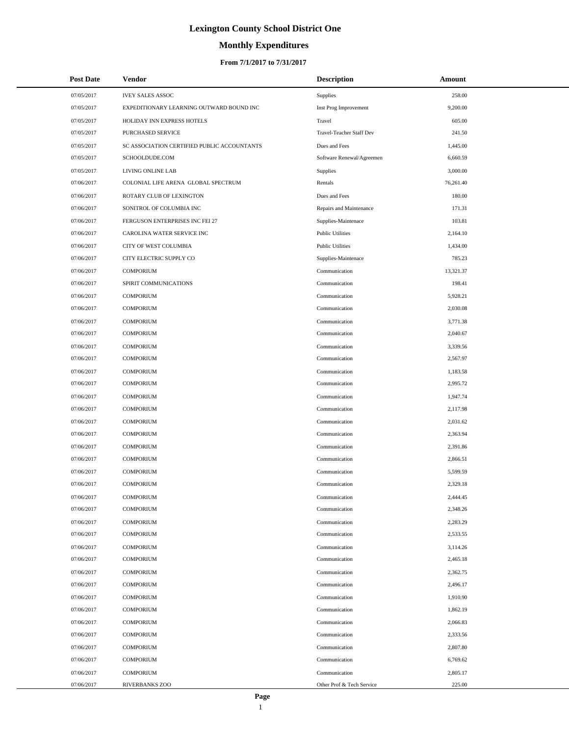# Lexington County School District One

## Monthly Expenditures

### From 7/1/2017 to 7/31/2017

| Post Date | Vendor | Description | Amount |
|---|---|---|---|
| 07/05/2017 | IVEY SALES ASSOC | Supplies | 258.00 |
| 07/05/2017 | EXPEDITIONARY LEARNING OUTWARD BOUND INC | Inst Prog Improvement | 9,200.00 |
| 07/05/2017 | HOLIDAY INN EXPRESS HOTELS | Travel | 605.00 |
| 07/05/2017 | PURCHASED SERVICE | Travel-Teacher Staff Dev | 241.50 |
| 07/05/2017 | SC ASSOCIATION CERTIFIED PUBLIC ACCOUNTANTS | Dues and Fees | 1,445.00 |
| 07/05/2017 | SCHOOLDUDE.COM | Software Renewal/Agreemen | 6,660.59 |
| 07/05/2017 | LIVING ONLINE LAB | Supplies | 3,000.00 |
| 07/06/2017 | COLONIAL LIFE ARENA GLOBAL SPECTRUM | Rentals | 76,261.40 |
| 07/06/2017 | ROTARY CLUB OF LEXINGTON | Dues and Fees | 180.00 |
| 07/06/2017 | SONITROL OF COLUMBIA INC | Repairs and Maintenance | 171.31 |
| 07/06/2017 | FERGUSON ENTERPRISES INC FEI 27 | Supplies-Maintenace | 103.81 |
| 07/06/2017 | CAROLINA WATER SERVICE INC | Public Utilities | 2,164.10 |
| 07/06/2017 | CITY OF WEST COLUMBIA | Public Utilities | 1,434.00 |
| 07/06/2017 | CITY ELECTRIC SUPPLY CO | Supplies-Maintenace | 785.23 |
| 07/06/2017 | COMPORIUM | Communication | 13,321.37 |
| 07/06/2017 | SPIRIT COMMUNICATIONS | Communication | 198.41 |
| 07/06/2017 | COMPORIUM | Communication | 5,928.21 |
| 07/06/2017 | COMPORIUM | Communication | 2,030.08 |
| 07/06/2017 | COMPORIUM | Communication | 3,771.38 |
| 07/06/2017 | COMPORIUM | Communication | 2,040.67 |
| 07/06/2017 | COMPORIUM | Communication | 3,339.56 |
| 07/06/2017 | COMPORIUM | Communication | 2,567.97 |
| 07/06/2017 | COMPORIUM | Communication | 1,183.58 |
| 07/06/2017 | COMPORIUM | Communication | 2,995.72 |
| 07/06/2017 | COMPORIUM | Communication | 1,947.74 |
| 07/06/2017 | COMPORIUM | Communication | 2,117.98 |
| 07/06/2017 | COMPORIUM | Communication | 2,031.62 |
| 07/06/2017 | COMPORIUM | Communication | 2,363.94 |
| 07/06/2017 | COMPORIUM | Communication | 2,391.86 |
| 07/06/2017 | COMPORIUM | Communication | 2,866.51 |
| 07/06/2017 | COMPORIUM | Communication | 5,599.59 |
| 07/06/2017 | COMPORIUM | Communication | 2,329.18 |
| 07/06/2017 | COMPORIUM | Communication | 2,444.45 |
| 07/06/2017 | COMPORIUM | Communication | 2,348.26 |
| 07/06/2017 | COMPORIUM | Communication | 2,283.29 |
| 07/06/2017 | COMPORIUM | Communication | 2,533.55 |
| 07/06/2017 | COMPORIUM | Communication | 3,114.26 |
| 07/06/2017 | COMPORIUM | Communication | 2,465.18 |
| 07/06/2017 | COMPORIUM | Communication | 2,362.75 |
| 07/06/2017 | COMPORIUM | Communication | 2,496.17 |
| 07/06/2017 | COMPORIUM | Communication | 1,910.90 |
| 07/06/2017 | COMPORIUM | Communication | 1,862.19 |
| 07/06/2017 | COMPORIUM | Communication | 2,066.83 |
| 07/06/2017 | COMPORIUM | Communication | 2,333.56 |
| 07/06/2017 | COMPORIUM | Communication | 2,807.80 |
| 07/06/2017 | COMPORIUM | Communication | 6,769.62 |
| 07/06/2017 | COMPORIUM | Communication | 2,805.17 |
| 07/06/2017 | RIVERBANKS ZOO | Other Prof & Tech Service | 225.00 |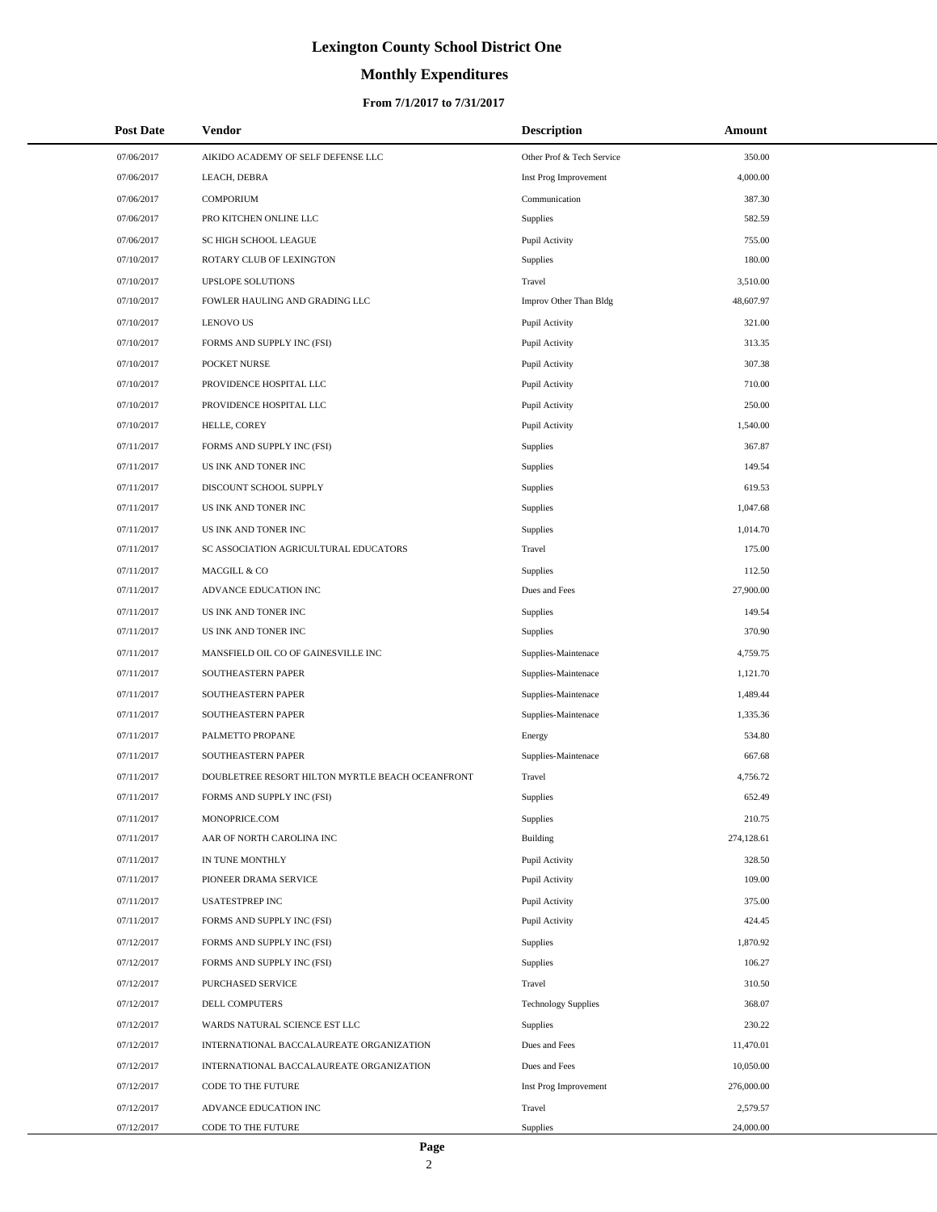# Lexington County School District One

## Monthly Expenditures

### From 7/1/2017 to 7/31/2017

| Post Date | Vendor | Description | Amount |
|---|---|---|---|
| 07/06/2017 | AIKIDO ACADEMY OF SELF DEFENSE LLC | Other Prof & Tech Service | 350.00 |
| 07/06/2017 | LEACH, DEBRA | Inst Prog Improvement | 4,000.00 |
| 07/06/2017 | COMPORIUM | Communication | 387.30 |
| 07/06/2017 | PRO KITCHEN ONLINE LLC | Supplies | 582.59 |
| 07/06/2017 | SC HIGH SCHOOL LEAGUE | Pupil Activity | 755.00 |
| 07/10/2017 | ROTARY CLUB OF LEXINGTON | Supplies | 180.00 |
| 07/10/2017 | UPSLOPE SOLUTIONS | Travel | 3,510.00 |
| 07/10/2017 | FOWLER HAULING AND GRADING LLC | Improv Other Than Bldg | 48,607.97 |
| 07/10/2017 | LENOVO US | Pupil Activity | 321.00 |
| 07/10/2017 | FORMS AND SUPPLY INC (FSI) | Pupil Activity | 313.35 |
| 07/10/2017 | POCKET NURSE | Pupil Activity | 307.38 |
| 07/10/2017 | PROVIDENCE HOSPITAL LLC | Pupil Activity | 710.00 |
| 07/10/2017 | PROVIDENCE HOSPITAL LLC | Pupil Activity | 250.00 |
| 07/10/2017 | HELLE, COREY | Pupil Activity | 1,540.00 |
| 07/11/2017 | FORMS AND SUPPLY INC (FSI) | Supplies | 367.87 |
| 07/11/2017 | US INK AND TONER INC | Supplies | 149.54 |
| 07/11/2017 | DISCOUNT SCHOOL SUPPLY | Supplies | 619.53 |
| 07/11/2017 | US INK AND TONER INC | Supplies | 1,047.68 |
| 07/11/2017 | US INK AND TONER INC | Supplies | 1,014.70 |
| 07/11/2017 | SC ASSOCIATION AGRICULTURAL EDUCATORS | Travel | 175.00 |
| 07/11/2017 | MACGILL & CO | Supplies | 112.50 |
| 07/11/2017 | ADVANCE EDUCATION INC | Dues and Fees | 27,900.00 |
| 07/11/2017 | US INK AND TONER INC | Supplies | 149.54 |
| 07/11/2017 | US INK AND TONER INC | Supplies | 370.90 |
| 07/11/2017 | MANSFIELD OIL CO OF GAINESVILLE INC | Supplies-Maintenace | 4,759.75 |
| 07/11/2017 | SOUTHEASTERN PAPER | Supplies-Maintenace | 1,121.70 |
| 07/11/2017 | SOUTHEASTERN PAPER | Supplies-Maintenace | 1,489.44 |
| 07/11/2017 | SOUTHEASTERN PAPER | Supplies-Maintenace | 1,335.36 |
| 07/11/2017 | PALMETTO PROPANE | Energy | 534.80 |
| 07/11/2017 | SOUTHEASTERN PAPER | Supplies-Maintenace | 667.68 |
| 07/11/2017 | DOUBLETREE RESORT HILTON MYRTLE BEACH OCEANFRONT | Travel | 4,756.72 |
| 07/11/2017 | FORMS AND SUPPLY INC (FSI) | Supplies | 652.49 |
| 07/11/2017 | MONOPRICE.COM | Supplies | 210.75 |
| 07/11/2017 | AAR OF NORTH CAROLINA INC | Building | 274,128.61 |
| 07/11/2017 | IN TUNE MONTHLY | Pupil Activity | 328.50 |
| 07/11/2017 | PIONEER DRAMA SERVICE | Pupil Activity | 109.00 |
| 07/11/2017 | USATESTPREP INC | Pupil Activity | 375.00 |
| 07/11/2017 | FORMS AND SUPPLY INC (FSI) | Pupil Activity | 424.45 |
| 07/12/2017 | FORMS AND SUPPLY INC (FSI) | Supplies | 1,870.92 |
| 07/12/2017 | FORMS AND SUPPLY INC (FSI) | Supplies | 106.27 |
| 07/12/2017 | PURCHASED SERVICE | Travel | 310.50 |
| 07/12/2017 | DELL COMPUTERS | Technology Supplies | 368.07 |
| 07/12/2017 | WARDS NATURAL SCIENCE EST LLC | Supplies | 230.22 |
| 07/12/2017 | INTERNATIONAL BACCALAUREATE ORGANIZATION | Dues and Fees | 11,470.01 |
| 07/12/2017 | INTERNATIONAL BACCALAUREATE ORGANIZATION | Dues and Fees | 10,050.00 |
| 07/12/2017 | CODE TO THE FUTURE | Inst Prog Improvement | 276,000.00 |
| 07/12/2017 | ADVANCE EDUCATION INC | Travel | 2,579.57 |
| 07/12/2017 | CODE TO THE FUTURE | Supplies | 24,000.00 |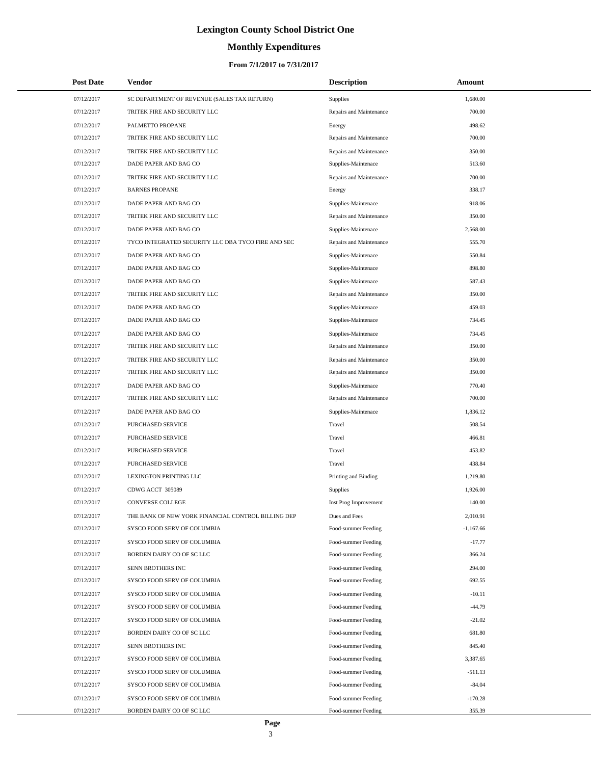# Lexington County School District One

## Monthly Expenditures

### From 7/1/2017 to 7/31/2017

| Post Date | Vendor | Description | Amount |
| --- | --- | --- | --- |
| 07/12/2017 | SC DEPARTMENT OF REVENUE (SALES TAX RETURN) | Supplies | 1,680.00 |
| 07/12/2017 | TRITEK FIRE AND SECURITY LLC | Repairs and Maintenance | 700.00 |
| 07/12/2017 | PALMETTO PROPANE | Energy | 498.62 |
| 07/12/2017 | TRITEK FIRE AND SECURITY LLC | Repairs and Maintenance | 700.00 |
| 07/12/2017 | TRITEK FIRE AND SECURITY LLC | Repairs and Maintenance | 350.00 |
| 07/12/2017 | DADE PAPER AND BAG CO | Supplies-Maintenace | 513.60 |
| 07/12/2017 | TRITEK FIRE AND SECURITY LLC | Repairs and Maintenance | 700.00 |
| 07/12/2017 | BARNES PROPANE | Energy | 338.17 |
| 07/12/2017 | DADE PAPER AND BAG CO | Supplies-Maintenace | 918.06 |
| 07/12/2017 | TRITEK FIRE AND SECURITY LLC | Repairs and Maintenance | 350.00 |
| 07/12/2017 | DADE PAPER AND BAG CO | Supplies-Maintenace | 2,568.00 |
| 07/12/2017 | TYCO INTEGRATED SECURITY LLC DBA TYCO FIRE AND SEC | Repairs and Maintenance | 555.70 |
| 07/12/2017 | DADE PAPER AND BAG CO | Supplies-Maintenace | 550.84 |
| 07/12/2017 | DADE PAPER AND BAG CO | Supplies-Maintenace | 898.80 |
| 07/12/2017 | DADE PAPER AND BAG CO | Supplies-Maintenace | 587.43 |
| 07/12/2017 | TRITEK FIRE AND SECURITY LLC | Repairs and Maintenance | 350.00 |
| 07/12/2017 | DADE PAPER AND BAG CO | Supplies-Maintenace | 459.03 |
| 07/12/2017 | DADE PAPER AND BAG CO | Supplies-Maintenace | 734.45 |
| 07/12/2017 | DADE PAPER AND BAG CO | Supplies-Maintenace | 734.45 |
| 07/12/2017 | TRITEK FIRE AND SECURITY LLC | Repairs and Maintenance | 350.00 |
| 07/12/2017 | TRITEK FIRE AND SECURITY LLC | Repairs and Maintenance | 350.00 |
| 07/12/2017 | TRITEK FIRE AND SECURITY LLC | Repairs and Maintenance | 350.00 |
| 07/12/2017 | DADE PAPER AND BAG CO | Supplies-Maintenace | 770.40 |
| 07/12/2017 | TRITEK FIRE AND SECURITY LLC | Repairs and Maintenance | 700.00 |
| 07/12/2017 | DADE PAPER AND BAG CO | Supplies-Maintenace | 1,836.12 |
| 07/12/2017 | PURCHASED SERVICE | Travel | 508.54 |
| 07/12/2017 | PURCHASED SERVICE | Travel | 466.81 |
| 07/12/2017 | PURCHASED SERVICE | Travel | 453.82 |
| 07/12/2017 | PURCHASED SERVICE | Travel | 438.84 |
| 07/12/2017 | LEXINGTON PRINTING LLC | Printing and Binding | 1,219.80 |
| 07/12/2017 | CDWG ACCT 305089 | Supplies | 1,926.00 |
| 07/12/2017 | CONVERSE COLLEGE | Inst Prog Improvement | 140.00 |
| 07/12/2017 | THE BANK OF NEW YORK FINANCIAL CONTROL BILLING DEP | Dues and Fees | 2,010.91 |
| 07/12/2017 | SYSCO FOOD SERV OF COLUMBIA | Food-summer Feeding | -1,167.66 |
| 07/12/2017 | SYSCO FOOD SERV OF COLUMBIA | Food-summer Feeding | -17.77 |
| 07/12/2017 | BORDEN DAIRY CO OF SC LLC | Food-summer Feeding | 366.24 |
| 07/12/2017 | SENN BROTHERS INC | Food-summer Feeding | 294.00 |
| 07/12/2017 | SYSCO FOOD SERV OF COLUMBIA | Food-summer Feeding | 692.55 |
| 07/12/2017 | SYSCO FOOD SERV OF COLUMBIA | Food-summer Feeding | -10.11 |
| 07/12/2017 | SYSCO FOOD SERV OF COLUMBIA | Food-summer Feeding | -44.79 |
| 07/12/2017 | SYSCO FOOD SERV OF COLUMBIA | Food-summer Feeding | -21.02 |
| 07/12/2017 | BORDEN DAIRY CO OF SC LLC | Food-summer Feeding | 681.80 |
| 07/12/2017 | SENN BROTHERS INC | Food-summer Feeding | 845.40 |
| 07/12/2017 | SYSCO FOOD SERV OF COLUMBIA | Food-summer Feeding | 3,387.65 |
| 07/12/2017 | SYSCO FOOD SERV OF COLUMBIA | Food-summer Feeding | -511.13 |
| 07/12/2017 | SYSCO FOOD SERV OF COLUMBIA | Food-summer Feeding | -84.04 |
| 07/12/2017 | SYSCO FOOD SERV OF COLUMBIA | Food-summer Feeding | -170.28 |
| 07/12/2017 | BORDEN DAIRY CO OF SC LLC | Food-summer Feeding | 355.39 |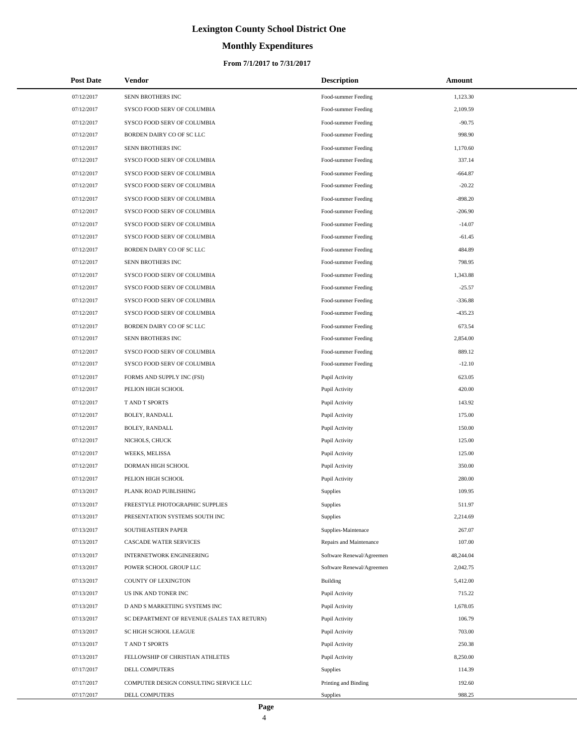# Lexington County School District One

## Monthly Expenditures

### From 7/1/2017 to 7/31/2017

| Post Date | Vendor | Description | Amount |
|---|---|---|---|
| 07/12/2017 | SENN BROTHERS INC | Food-summer Feeding | 1,123.30 |
| 07/12/2017 | SYSCO FOOD SERV OF COLUMBIA | Food-summer Feeding | 2,109.59 |
| 07/12/2017 | SYSCO FOOD SERV OF COLUMBIA | Food-summer Feeding | -90.75 |
| 07/12/2017 | BORDEN DAIRY CO OF SC LLC | Food-summer Feeding | 998.90 |
| 07/12/2017 | SENN BROTHERS INC | Food-summer Feeding | 1,170.60 |
| 07/12/2017 | SYSCO FOOD SERV OF COLUMBIA | Food-summer Feeding | 337.14 |
| 07/12/2017 | SYSCO FOOD SERV OF COLUMBIA | Food-summer Feeding | -664.87 |
| 07/12/2017 | SYSCO FOOD SERV OF COLUMBIA | Food-summer Feeding | -20.22 |
| 07/12/2017 | SYSCO FOOD SERV OF COLUMBIA | Food-summer Feeding | -898.20 |
| 07/12/2017 | SYSCO FOOD SERV OF COLUMBIA | Food-summer Feeding | -206.90 |
| 07/12/2017 | SYSCO FOOD SERV OF COLUMBIA | Food-summer Feeding | -14.07 |
| 07/12/2017 | SYSCO FOOD SERV OF COLUMBIA | Food-summer Feeding | -61.45 |
| 07/12/2017 | BORDEN DAIRY CO OF SC LLC | Food-summer Feeding | 484.89 |
| 07/12/2017 | SENN BROTHERS INC | Food-summer Feeding | 798.95 |
| 07/12/2017 | SYSCO FOOD SERV OF COLUMBIA | Food-summer Feeding | 1,343.88 |
| 07/12/2017 | SYSCO FOOD SERV OF COLUMBIA | Food-summer Feeding | -25.57 |
| 07/12/2017 | SYSCO FOOD SERV OF COLUMBIA | Food-summer Feeding | -336.88 |
| 07/12/2017 | SYSCO FOOD SERV OF COLUMBIA | Food-summer Feeding | -435.23 |
| 07/12/2017 | BORDEN DAIRY CO OF SC LLC | Food-summer Feeding | 673.54 |
| 07/12/2017 | SENN BROTHERS INC | Food-summer Feeding | 2,854.00 |
| 07/12/2017 | SYSCO FOOD SERV OF COLUMBIA | Food-summer Feeding | 889.12 |
| 07/12/2017 | SYSCO FOOD SERV OF COLUMBIA | Food-summer Feeding | -12.10 |
| 07/12/2017 | FORMS AND SUPPLY INC (FSI) | Pupil Activity | 623.05 |
| 07/12/2017 | PELION HIGH SCHOOL | Pupil Activity | 420.00 |
| 07/12/2017 | T AND T SPORTS | Pupil Activity | 143.92 |
| 07/12/2017 | BOLEY, RANDALL | Pupil Activity | 175.00 |
| 07/12/2017 | BOLEY, RANDALL | Pupil Activity | 150.00 |
| 07/12/2017 | NICHOLS, CHUCK | Pupil Activity | 125.00 |
| 07/12/2017 | WEEKS, MELISSA | Pupil Activity | 125.00 |
| 07/12/2017 | DORMAN HIGH SCHOOL | Pupil Activity | 350.00 |
| 07/12/2017 | PELION HIGH SCHOOL | Pupil Activity | 280.00 |
| 07/13/2017 | PLANK ROAD PUBLISHING | Supplies | 109.95 |
| 07/13/2017 | FREESTYLE PHOTOGRAPHIC SUPPLIES | Supplies | 511.97 |
| 07/13/2017 | PRESENTATION SYSTEMS SOUTH INC | Supplies | 2,214.69 |
| 07/13/2017 | SOUTHEASTERN PAPER | Supplies-Maintenace | 267.07 |
| 07/13/2017 | CASCADE WATER SERVICES | Repairs and Maintenance | 107.00 |
| 07/13/2017 | INTERNETWORK ENGINEERING | Software Renewal/Agreemen | 48,244.04 |
| 07/13/2017 | POWER SCHOOL GROUP LLC | Software Renewal/Agreemen | 2,042.75 |
| 07/13/2017 | COUNTY OF LEXINGTON | Building | 5,412.00 |
| 07/13/2017 | US INK AND TONER INC | Pupil Activity | 715.22 |
| 07/13/2017 | D AND S MARKETIING SYSTEMS INC | Pupil Activity | 1,678.05 |
| 07/13/2017 | SC DEPARTMENT OF REVENUE (SALES TAX RETURN) | Pupil Activity | 106.79 |
| 07/13/2017 | SC HIGH SCHOOL LEAGUE | Pupil Activity | 703.00 |
| 07/13/2017 | T AND T SPORTS | Pupil Activity | 250.38 |
| 07/13/2017 | FELLOWSHIP OF CHRISTIAN ATHLETES | Pupil Activity | 8,250.00 |
| 07/17/2017 | DELL COMPUTERS | Supplies | 114.39 |
| 07/17/2017 | COMPUTER DESIGN CONSULTING SERVICE LLC | Printing and Binding | 192.60 |
| 07/17/2017 | DELL COMPUTERS | Supplies | 988.25 |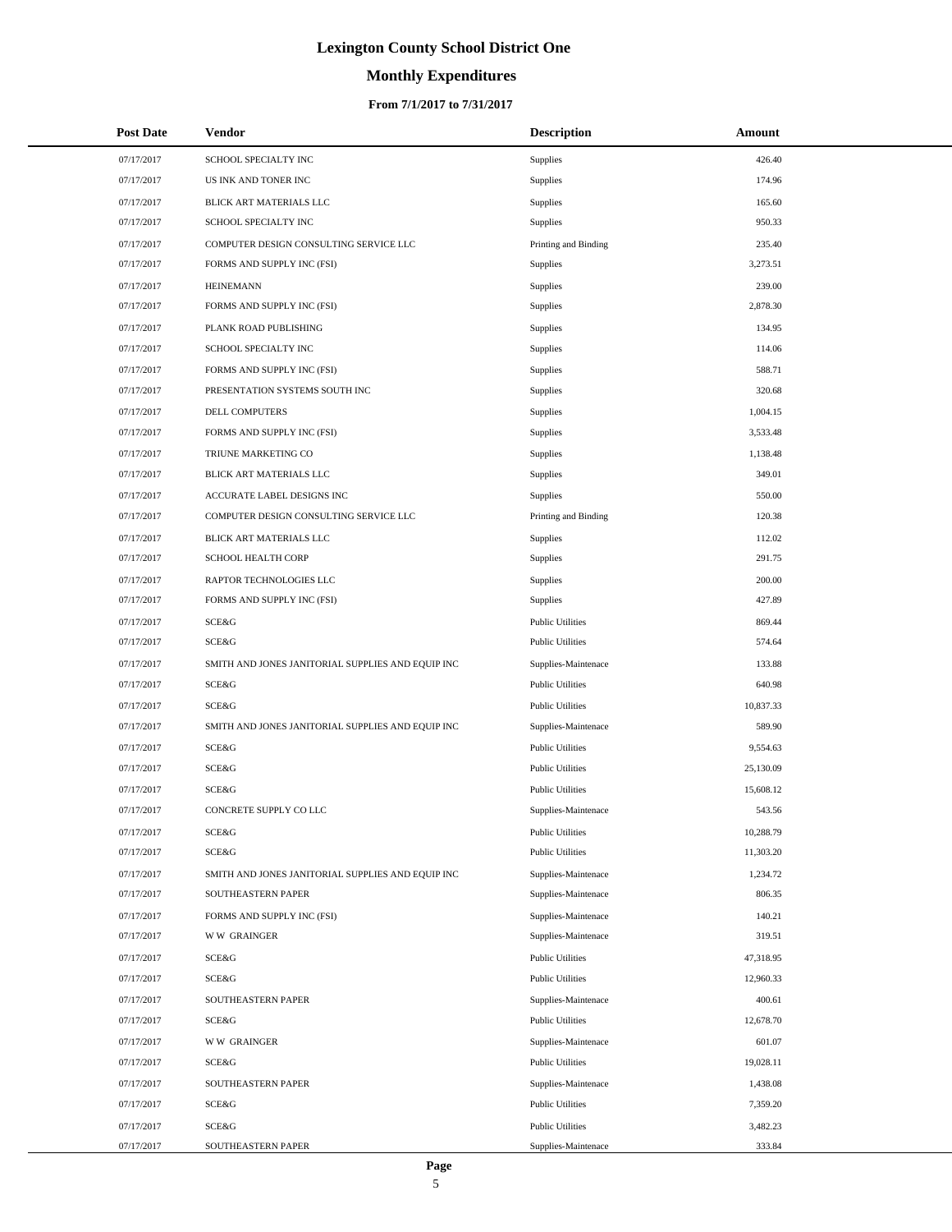# Lexington County School District One

## Monthly Expenditures

### From 7/1/2017 to 7/31/2017

| Post Date | Vendor | Description | Amount |
|---|---|---|---|
| 07/17/2017 | SCHOOL SPECIALTY INC | Supplies | 426.40 |
| 07/17/2017 | US INK AND TONER INC | Supplies | 174.96 |
| 07/17/2017 | BLICK ART MATERIALS LLC | Supplies | 165.60 |
| 07/17/2017 | SCHOOL SPECIALTY INC | Supplies | 950.33 |
| 07/17/2017 | COMPUTER DESIGN CONSULTING SERVICE LLC | Printing and Binding | 235.40 |
| 07/17/2017 | FORMS AND SUPPLY INC (FSI) | Supplies | 3,273.51 |
| 07/17/2017 | HEINEMANN | Supplies | 239.00 |
| 07/17/2017 | FORMS AND SUPPLY INC (FSI) | Supplies | 2,878.30 |
| 07/17/2017 | PLANK ROAD PUBLISHING | Supplies | 134.95 |
| 07/17/2017 | SCHOOL SPECIALTY INC | Supplies | 114.06 |
| 07/17/2017 | FORMS AND SUPPLY INC (FSI) | Supplies | 588.71 |
| 07/17/2017 | PRESENTATION SYSTEMS SOUTH INC | Supplies | 320.68 |
| 07/17/2017 | DELL COMPUTERS | Supplies | 1,004.15 |
| 07/17/2017 | FORMS AND SUPPLY INC (FSI) | Supplies | 3,533.48 |
| 07/17/2017 | TRIUNE MARKETING CO | Supplies | 1,138.48 |
| 07/17/2017 | BLICK ART MATERIALS LLC | Supplies | 349.01 |
| 07/17/2017 | ACCURATE LABEL DESIGNS INC | Supplies | 550.00 |
| 07/17/2017 | COMPUTER DESIGN CONSULTING SERVICE LLC | Printing and Binding | 120.38 |
| 07/17/2017 | BLICK ART MATERIALS LLC | Supplies | 112.02 |
| 07/17/2017 | SCHOOL HEALTH CORP | Supplies | 291.75 |
| 07/17/2017 | RAPTOR TECHNOLOGIES LLC | Supplies | 200.00 |
| 07/17/2017 | FORMS AND SUPPLY INC (FSI) | Supplies | 427.89 |
| 07/17/2017 | SCE&G | Public Utilities | 869.44 |
| 07/17/2017 | SCE&G | Public Utilities | 574.64 |
| 07/17/2017 | SMITH AND JONES JANITORIAL SUPPLIES AND EQUIP INC | Supplies-Maintenace | 133.88 |
| 07/17/2017 | SCE&G | Public Utilities | 640.98 |
| 07/17/2017 | SCE&G | Public Utilities | 10,837.33 |
| 07/17/2017 | SMITH AND JONES JANITORIAL SUPPLIES AND EQUIP INC | Supplies-Maintenace | 589.90 |
| 07/17/2017 | SCE&G | Public Utilities | 9,554.63 |
| 07/17/2017 | SCE&G | Public Utilities | 25,130.09 |
| 07/17/2017 | SCE&G | Public Utilities | 15,608.12 |
| 07/17/2017 | CONCRETE SUPPLY CO LLC | Supplies-Maintenace | 543.56 |
| 07/17/2017 | SCE&G | Public Utilities | 10,288.79 |
| 07/17/2017 | SCE&G | Public Utilities | 11,303.20 |
| 07/17/2017 | SMITH AND JONES JANITORIAL SUPPLIES AND EQUIP INC | Supplies-Maintenace | 1,234.72 |
| 07/17/2017 | SOUTHEASTERN PAPER | Supplies-Maintenace | 806.35 |
| 07/17/2017 | FORMS AND SUPPLY INC (FSI) | Supplies-Maintenace | 140.21 |
| 07/17/2017 | W W GRAINGER | Supplies-Maintenace | 319.51 |
| 07/17/2017 | SCE&G | Public Utilities | 47,318.95 |
| 07/17/2017 | SCE&G | Public Utilities | 12,960.33 |
| 07/17/2017 | SOUTHEASTERN PAPER | Supplies-Maintenace | 400.61 |
| 07/17/2017 | SCE&G | Public Utilities | 12,678.70 |
| 07/17/2017 | W W GRAINGER | Supplies-Maintenace | 601.07 |
| 07/17/2017 | SCE&G | Public Utilities | 19,028.11 |
| 07/17/2017 | SOUTHEASTERN PAPER | Supplies-Maintenace | 1,438.08 |
| 07/17/2017 | SCE&G | Public Utilities | 7,359.20 |
| 07/17/2017 | SCE&G | Public Utilities | 3,482.23 |
| 07/17/2017 | SOUTHEASTERN PAPER | Supplies-Maintenace | 333.84 |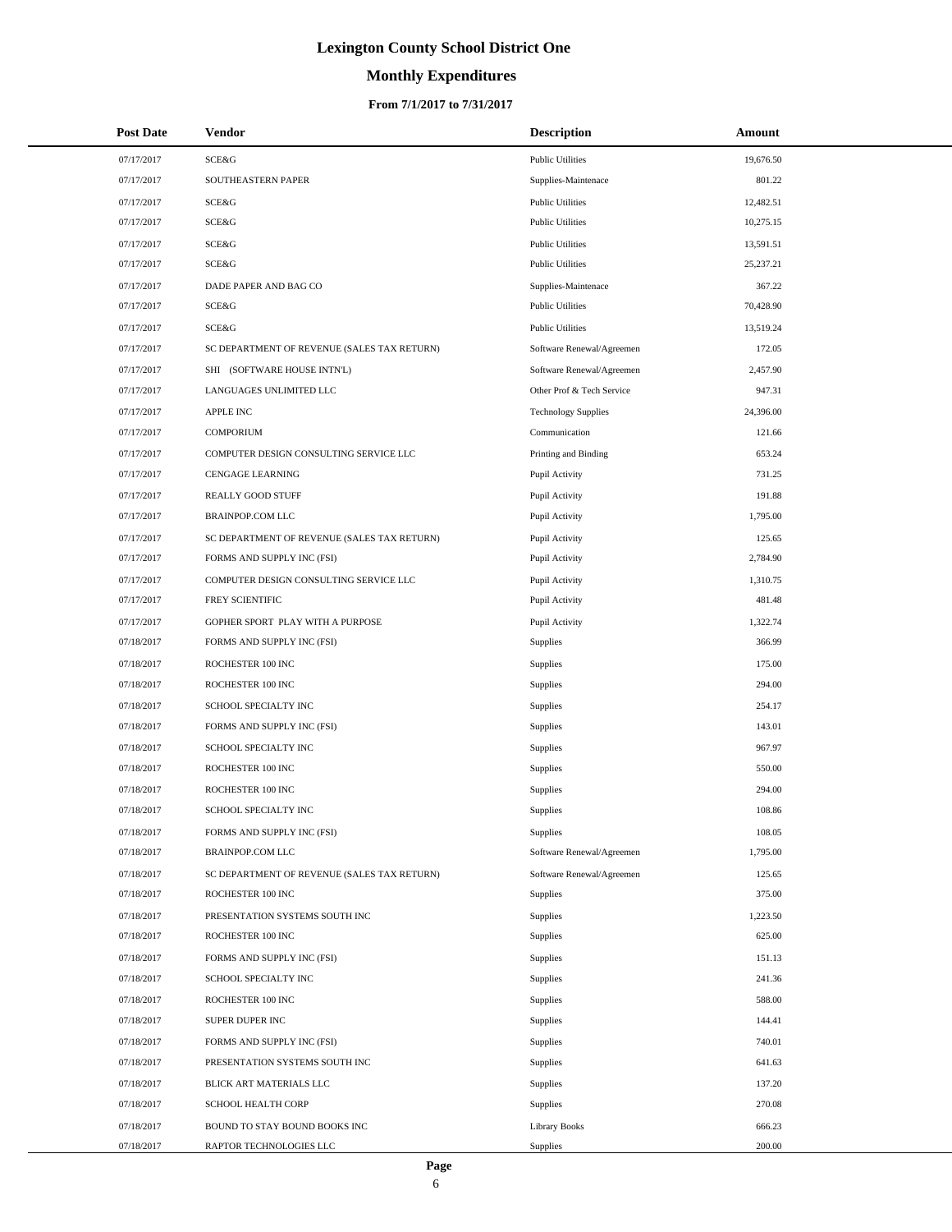# Lexington County School District One

## Monthly Expenditures

### From 7/1/2017 to 7/31/2017

| Post Date | Vendor | Description | Amount |
|---|---|---|---|
| 07/17/2017 | SCE&G | Public Utilities | 19,676.50 |
| 07/17/2017 | SOUTHEASTERN PAPER | Supplies-Maintenace | 801.22 |
| 07/17/2017 | SCE&G | Public Utilities | 12,482.51 |
| 07/17/2017 | SCE&G | Public Utilities | 10,275.15 |
| 07/17/2017 | SCE&G | Public Utilities | 13,591.51 |
| 07/17/2017 | SCE&G | Public Utilities | 25,237.21 |
| 07/17/2017 | DADE PAPER AND BAG CO | Supplies-Maintenace | 367.22 |
| 07/17/2017 | SCE&G | Public Utilities | 70,428.90 |
| 07/17/2017 | SCE&G | Public Utilities | 13,519.24 |
| 07/17/2017 | SC DEPARTMENT OF REVENUE (SALES TAX RETURN) | Software Renewal/Agreemen | 172.05 |
| 07/17/2017 | SHI (SOFTWARE HOUSE INTN'L) | Software Renewal/Agreemen | 2,457.90 |
| 07/17/2017 | LANGUAGES UNLIMITED LLC | Other Prof & Tech Service | 947.31 |
| 07/17/2017 | APPLE INC | Technology Supplies | 24,396.00 |
| 07/17/2017 | COMPORIUM | Communication | 121.66 |
| 07/17/2017 | COMPUTER DESIGN CONSULTING SERVICE LLC | Printing and Binding | 653.24 |
| 07/17/2017 | CENGAGE LEARNING | Pupil Activity | 731.25 |
| 07/17/2017 | REALLY GOOD STUFF | Pupil Activity | 191.88 |
| 07/17/2017 | BRAINPOP.COM LLC | Pupil Activity | 1,795.00 |
| 07/17/2017 | SC DEPARTMENT OF REVENUE (SALES TAX RETURN) | Pupil Activity | 125.65 |
| 07/17/2017 | FORMS AND SUPPLY INC (FSI) | Pupil Activity | 2,784.90 |
| 07/17/2017 | COMPUTER DESIGN CONSULTING SERVICE LLC | Pupil Activity | 1,310.75 |
| 07/17/2017 | FREY SCIENTIFIC | Pupil Activity | 481.48 |
| 07/17/2017 | GOPHER SPORT PLAY WITH A PURPOSE | Pupil Activity | 1,322.74 |
| 07/18/2017 | FORMS AND SUPPLY INC (FSI) | Supplies | 366.99 |
| 07/18/2017 | ROCHESTER 100 INC | Supplies | 175.00 |
| 07/18/2017 | ROCHESTER 100 INC | Supplies | 294.00 |
| 07/18/2017 | SCHOOL SPECIALTY INC | Supplies | 254.17 |
| 07/18/2017 | FORMS AND SUPPLY INC (FSI) | Supplies | 143.01 |
| 07/18/2017 | SCHOOL SPECIALTY INC | Supplies | 967.97 |
| 07/18/2017 | ROCHESTER 100 INC | Supplies | 550.00 |
| 07/18/2017 | ROCHESTER 100 INC | Supplies | 294.00 |
| 07/18/2017 | SCHOOL SPECIALTY INC | Supplies | 108.86 |
| 07/18/2017 | FORMS AND SUPPLY INC (FSI) | Supplies | 108.05 |
| 07/18/2017 | BRAINPOP.COM LLC | Software Renewal/Agreemen | 1,795.00 |
| 07/18/2017 | SC DEPARTMENT OF REVENUE (SALES TAX RETURN) | Software Renewal/Agreemen | 125.65 |
| 07/18/2017 | ROCHESTER 100 INC | Supplies | 375.00 |
| 07/18/2017 | PRESENTATION SYSTEMS SOUTH INC | Supplies | 1,223.50 |
| 07/18/2017 | ROCHESTER 100 INC | Supplies | 625.00 |
| 07/18/2017 | FORMS AND SUPPLY INC (FSI) | Supplies | 151.13 |
| 07/18/2017 | SCHOOL SPECIALTY INC | Supplies | 241.36 |
| 07/18/2017 | ROCHESTER 100 INC | Supplies | 588.00 |
| 07/18/2017 | SUPER DUPER INC | Supplies | 144.41 |
| 07/18/2017 | FORMS AND SUPPLY INC (FSI) | Supplies | 740.01 |
| 07/18/2017 | PRESENTATION SYSTEMS SOUTH INC | Supplies | 641.63 |
| 07/18/2017 | BLICK ART MATERIALS LLC | Supplies | 137.20 |
| 07/18/2017 | SCHOOL HEALTH CORP | Supplies | 270.08 |
| 07/18/2017 | BOUND TO STAY BOUND BOOKS INC | Library Books | 666.23 |
| 07/18/2017 | RAPTOR TECHNOLOGIES LLC | Supplies | 200.00 |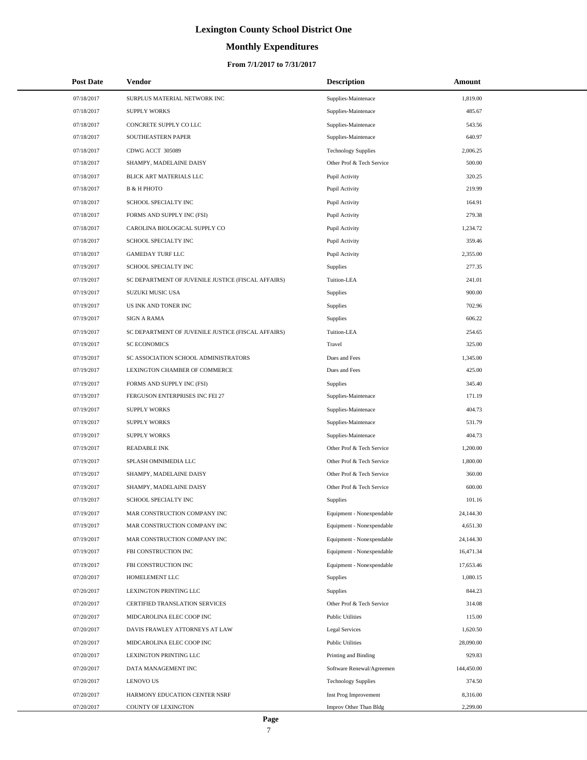# Lexington County School District One

## Monthly Expenditures

### From 7/1/2017 to 7/31/2017

| Post Date | Vendor | Description | Amount |
|---|---|---|---|
| 07/18/2017 | SURPLUS MATERIAL NETWORK INC | Supplies-Maintenace | 1,819.00 |
| 07/18/2017 | SUPPLY WORKS | Supplies-Maintenace | 485.67 |
| 07/18/2017 | CONCRETE SUPPLY CO LLC | Supplies-Maintenace | 543.56 |
| 07/18/2017 | SOUTHEASTERN PAPER | Supplies-Maintenace | 640.97 |
| 07/18/2017 | CDWG ACCT 305089 | Technology Supplies | 2,006.25 |
| 07/18/2017 | SHAMPY, MADELAINE DAISY | Other Prof & Tech Service | 500.00 |
| 07/18/2017 | BLICK ART MATERIALS LLC | Pupil Activity | 320.25 |
| 07/18/2017 | B & H PHOTO | Pupil Activity | 219.99 |
| 07/18/2017 | SCHOOL SPECIALTY INC | Pupil Activity | 164.91 |
| 07/18/2017 | FORMS AND SUPPLY INC (FSI) | Pupil Activity | 279.38 |
| 07/18/2017 | CAROLINA BIOLOGICAL SUPPLY CO | Pupil Activity | 1,234.72 |
| 07/18/2017 | SCHOOL SPECIALTY INC | Pupil Activity | 359.46 |
| 07/18/2017 | GAMEDAY TURF LLC | Pupil Activity | 2,355.00 |
| 07/19/2017 | SCHOOL SPECIALTY INC | Supplies | 277.35 |
| 07/19/2017 | SC DEPARTMENT OF JUVENILE JUSTICE (FISCAL AFFAIRS) | Tuition-LEA | 241.01 |
| 07/19/2017 | SUZUKI MUSIC USA | Supplies | 900.00 |
| 07/19/2017 | US INK AND TONER INC | Supplies | 702.96 |
| 07/19/2017 | SIGN A RAMA | Supplies | 606.22 |
| 07/19/2017 | SC DEPARTMENT OF JUVENILE JUSTICE (FISCAL AFFAIRS) | Tuition-LEA | 254.65 |
| 07/19/2017 | SC ECONOMICS | Travel | 325.00 |
| 07/19/2017 | SC ASSOCIATION SCHOOL ADMINISTRATORS | Dues and Fees | 1,345.00 |
| 07/19/2017 | LEXINGTON CHAMBER OF COMMERCE | Dues and Fees | 425.00 |
| 07/19/2017 | FORMS AND SUPPLY INC (FSI) | Supplies | 345.40 |
| 07/19/2017 | FERGUSON ENTERPRISES INC FEI 27 | Supplies-Maintenace | 171.19 |
| 07/19/2017 | SUPPLY WORKS | Supplies-Maintenace | 404.73 |
| 07/19/2017 | SUPPLY WORKS | Supplies-Maintenace | 531.79 |
| 07/19/2017 | SUPPLY WORKS | Supplies-Maintenace | 404.73 |
| 07/19/2017 | READABLE INK | Other Prof & Tech Service | 1,200.00 |
| 07/19/2017 | SPLASH OMNIMEDIA LLC | Other Prof & Tech Service | 1,800.00 |
| 07/19/2017 | SHAMPY, MADELAINE DAISY | Other Prof & Tech Service | 360.00 |
| 07/19/2017 | SHAMPY, MADELAINE DAISY | Other Prof & Tech Service | 600.00 |
| 07/19/2017 | SCHOOL SPECIALTY INC | Supplies | 101.16 |
| 07/19/2017 | MAR CONSTRUCTION COMPANY INC | Equipment - Nonexpendable | 24,144.30 |
| 07/19/2017 | MAR CONSTRUCTION COMPANY INC | Equipment - Nonexpendable | 4,651.30 |
| 07/19/2017 | MAR CONSTRUCTION COMPANY INC | Equipment - Nonexpendable | 24,144.30 |
| 07/19/2017 | FBI CONSTRUCTION INC | Equipment - Nonexpendable | 16,471.34 |
| 07/19/2017 | FBI CONSTRUCTION INC | Equipment - Nonexpendable | 17,653.46 |
| 07/20/2017 | HOMELEMENT LLC | Supplies | 1,080.15 |
| 07/20/2017 | LEXINGTON PRINTING LLC | Supplies | 844.23 |
| 07/20/2017 | CERTIFIED TRANSLATION SERVICES | Other Prof & Tech Service | 314.08 |
| 07/20/2017 | MIDCAROLINA ELEC COOP INC | Public Utilities | 115.00 |
| 07/20/2017 | DAVIS FRAWLEY ATTORNEYS AT LAW | Legal Services | 1,620.50 |
| 07/20/2017 | MIDCAROLINA ELEC COOP INC | Public Utilities | 28,090.00 |
| 07/20/2017 | LEXINGTON PRINTING LLC | Printing and Binding | 929.83 |
| 07/20/2017 | DATA MANAGEMENT INC | Software Renewal/Agreemen | 144,450.00 |
| 07/20/2017 | LENOVO US | Technology Supplies | 374.50 |
| 07/20/2017 | HARMONY EDUCATION CENTER NSRF | Inst Prog Improvement | 8,316.00 |
| 07/20/2017 | COUNTY OF LEXINGTON | Improv Other Than Bldg | 2,299.00 |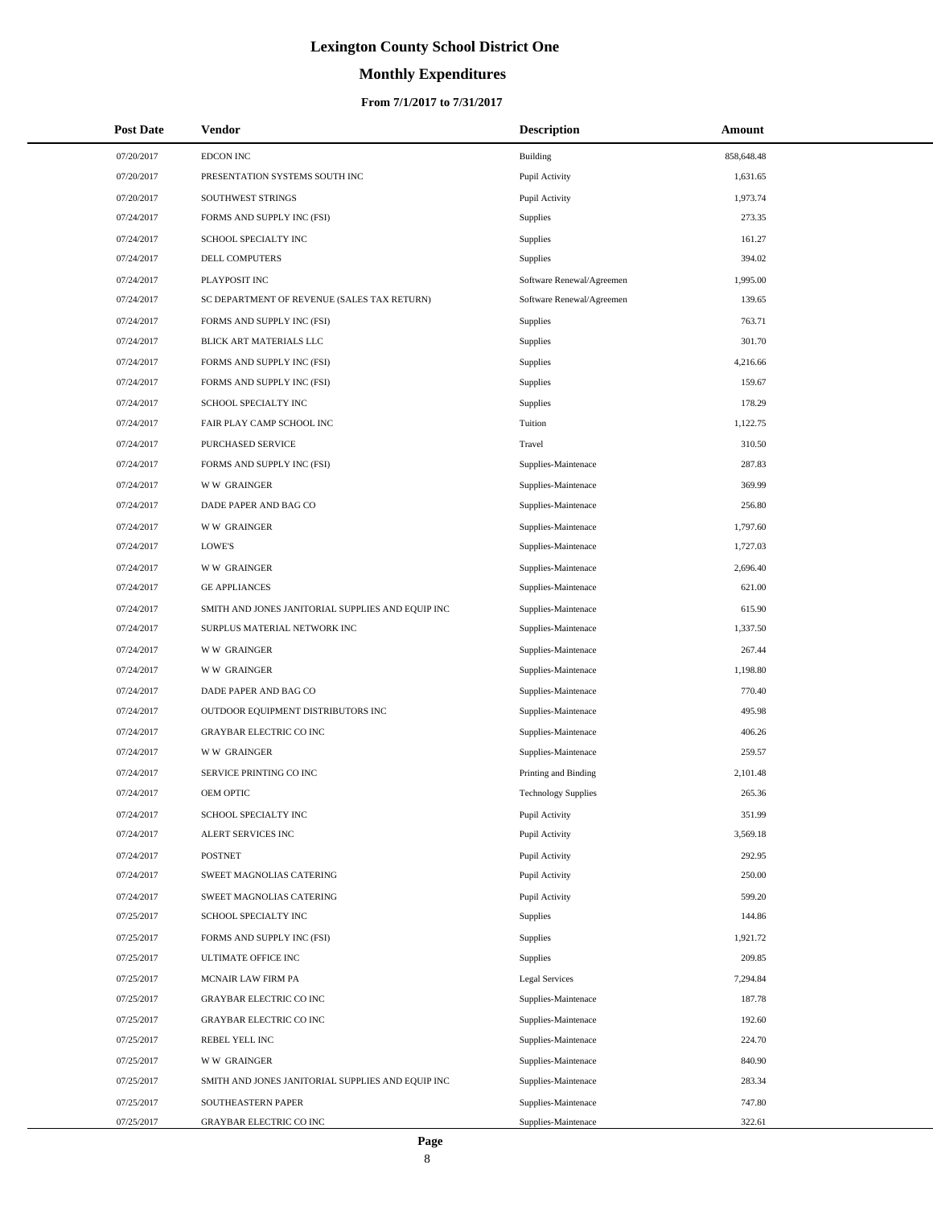# Lexington County School District One

## Monthly Expenditures

### From 7/1/2017 to 7/31/2017

| Post Date | Vendor | Description | Amount |
|---|---|---|---|
| 07/20/2017 | EDCON INC | Building | 858,648.48 |
| 07/20/2017 | PRESENTATION SYSTEMS SOUTH INC | Pupil Activity | 1,631.65 |
| 07/20/2017 | SOUTHWEST STRINGS | Pupil Activity | 1,973.74 |
| 07/24/2017 | FORMS AND SUPPLY INC (FSI) | Supplies | 273.35 |
| 07/24/2017 | SCHOOL SPECIALTY INC | Supplies | 161.27 |
| 07/24/2017 | DELL COMPUTERS | Supplies | 394.02 |
| 07/24/2017 | PLAYPOSIT INC | Software Renewal/Agreemen | 1,995.00 |
| 07/24/2017 | SC DEPARTMENT OF REVENUE (SALES TAX RETURN) | Software Renewal/Agreemen | 139.65 |
| 07/24/2017 | FORMS AND SUPPLY INC (FSI) | Supplies | 763.71 |
| 07/24/2017 | BLICK ART MATERIALS LLC | Supplies | 301.70 |
| 07/24/2017 | FORMS AND SUPPLY INC (FSI) | Supplies | 4,216.66 |
| 07/24/2017 | FORMS AND SUPPLY INC (FSI) | Supplies | 159.67 |
| 07/24/2017 | SCHOOL SPECIALTY INC | Supplies | 178.29 |
| 07/24/2017 | FAIR PLAY CAMP SCHOOL INC | Tuition | 1,122.75 |
| 07/24/2017 | PURCHASED SERVICE | Travel | 310.50 |
| 07/24/2017 | FORMS AND SUPPLY INC (FSI) | Supplies-Maintenace | 287.83 |
| 07/24/2017 | W W GRAINGER | Supplies-Maintenace | 369.99 |
| 07/24/2017 | DADE PAPER AND BAG CO | Supplies-Maintenace | 256.80 |
| 07/24/2017 | W W GRAINGER | Supplies-Maintenace | 1,797.60 |
| 07/24/2017 | LOWE'S | Supplies-Maintenace | 1,727.03 |
| 07/24/2017 | W W GRAINGER | Supplies-Maintenace | 2,696.40 |
| 07/24/2017 | GE APPLIANCES | Supplies-Maintenace | 621.00 |
| 07/24/2017 | SMITH AND JONES JANITORIAL SUPPLIES AND EQUIP INC | Supplies-Maintenace | 615.90 |
| 07/24/2017 | SURPLUS MATERIAL NETWORK INC | Supplies-Maintenace | 1,337.50 |
| 07/24/2017 | W W GRAINGER | Supplies-Maintenace | 267.44 |
| 07/24/2017 | W W GRAINGER | Supplies-Maintenace | 1,198.80 |
| 07/24/2017 | DADE PAPER AND BAG CO | Supplies-Maintenace | 770.40 |
| 07/24/2017 | OUTDOOR EQUIPMENT DISTRIBUTORS INC | Supplies-Maintenace | 495.98 |
| 07/24/2017 | GRAYBAR ELECTRIC CO INC | Supplies-Maintenace | 406.26 |
| 07/24/2017 | W W GRAINGER | Supplies-Maintenace | 259.57 |
| 07/24/2017 | SERVICE PRINTING CO INC | Printing and Binding | 2,101.48 |
| 07/24/2017 | OEM OPTIC | Technology Supplies | 265.36 |
| 07/24/2017 | SCHOOL SPECIALTY INC | Pupil Activity | 351.99 |
| 07/24/2017 | ALERT SERVICES INC | Pupil Activity | 3,569.18 |
| 07/24/2017 | POSTNET | Pupil Activity | 292.95 |
| 07/24/2017 | SWEET MAGNOLIAS CATERING | Pupil Activity | 250.00 |
| 07/24/2017 | SWEET MAGNOLIAS CATERING | Pupil Activity | 599.20 |
| 07/25/2017 | SCHOOL SPECIALTY INC | Supplies | 144.86 |
| 07/25/2017 | FORMS AND SUPPLY INC (FSI) | Supplies | 1,921.72 |
| 07/25/2017 | ULTIMATE OFFICE INC | Supplies | 209.85 |
| 07/25/2017 | MCNAIR LAW FIRM PA | Legal Services | 7,294.84 |
| 07/25/2017 | GRAYBAR ELECTRIC CO INC | Supplies-Maintenace | 187.78 |
| 07/25/2017 | GRAYBAR ELECTRIC CO INC | Supplies-Maintenace | 192.60 |
| 07/25/2017 | REBEL YELL INC | Supplies-Maintenace | 224.70 |
| 07/25/2017 | W W GRAINGER | Supplies-Maintenace | 840.90 |
| 07/25/2017 | SMITH AND JONES JANITORIAL SUPPLIES AND EQUIP INC | Supplies-Maintenace | 283.34 |
| 07/25/2017 | SOUTHEASTERN PAPER | Supplies-Maintenace | 747.80 |
| 07/25/2017 | GRAYBAR ELECTRIC CO INC | Supplies-Maintenace | 322.61 |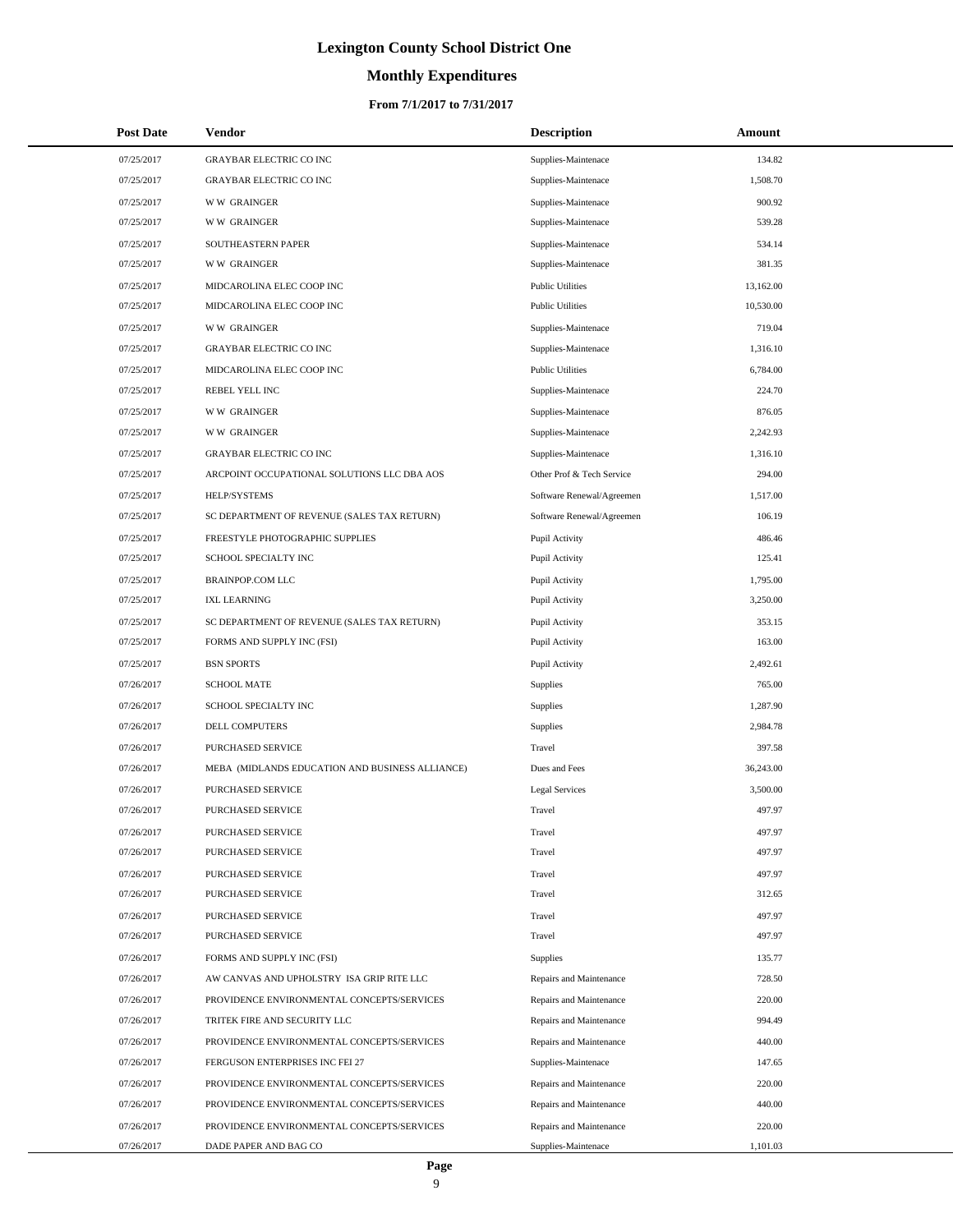# Lexington County School District One

## Monthly Expenditures

### From 7/1/2017 to 7/31/2017

| Post Date | Vendor | Description | Amount |
|---|---|---|---|
| 07/25/2017 | GRAYBAR ELECTRIC CO INC | Supplies-Maintenace | 134.82 |
| 07/25/2017 | GRAYBAR ELECTRIC CO INC | Supplies-Maintenace | 1,508.70 |
| 07/25/2017 | W W GRAINGER | Supplies-Maintenace | 900.92 |
| 07/25/2017 | W W GRAINGER | Supplies-Maintenace | 539.28 |
| 07/25/2017 | SOUTHEASTERN PAPER | Supplies-Maintenace | 534.14 |
| 07/25/2017 | W W GRAINGER | Supplies-Maintenace | 381.35 |
| 07/25/2017 | MIDCAROLINA ELEC COOP INC | Public Utilities | 13,162.00 |
| 07/25/2017 | MIDCAROLINA ELEC COOP INC | Public Utilities | 10,530.00 |
| 07/25/2017 | W W GRAINGER | Supplies-Maintenace | 719.04 |
| 07/25/2017 | GRAYBAR ELECTRIC CO INC | Supplies-Maintenace | 1,316.10 |
| 07/25/2017 | MIDCAROLINA ELEC COOP INC | Public Utilities | 6,784.00 |
| 07/25/2017 | REBEL YELL INC | Supplies-Maintenace | 224.70 |
| 07/25/2017 | W W GRAINGER | Supplies-Maintenace | 876.05 |
| 07/25/2017 | W W GRAINGER | Supplies-Maintenace | 2,242.93 |
| 07/25/2017 | GRAYBAR ELECTRIC CO INC | Supplies-Maintenace | 1,316.10 |
| 07/25/2017 | ARCPOINT OCCUPATIONAL SOLUTIONS LLC DBA AOS | Other Prof & Tech Service | 294.00 |
| 07/25/2017 | HELP/SYSTEMS | Software Renewal/Agreemen | 1,517.00 |
| 07/25/2017 | SC DEPARTMENT OF REVENUE (SALES TAX RETURN) | Software Renewal/Agreemen | 106.19 |
| 07/25/2017 | FREESTYLE PHOTOGRAPHIC SUPPLIES | Pupil Activity | 486.46 |
| 07/25/2017 | SCHOOL SPECIALTY INC | Pupil Activity | 125.41 |
| 07/25/2017 | BRAINPOP.COM LLC | Pupil Activity | 1,795.00 |
| 07/25/2017 | IXL LEARNING | Pupil Activity | 3,250.00 |
| 07/25/2017 | SC DEPARTMENT OF REVENUE (SALES TAX RETURN) | Pupil Activity | 353.15 |
| 07/25/2017 | FORMS AND SUPPLY INC (FSI) | Pupil Activity | 163.00 |
| 07/25/2017 | BSN SPORTS | Pupil Activity | 2,492.61 |
| 07/26/2017 | SCHOOL MATE | Supplies | 765.00 |
| 07/26/2017 | SCHOOL SPECIALTY INC | Supplies | 1,287.90 |
| 07/26/2017 | DELL COMPUTERS | Supplies | 2,984.78 |
| 07/26/2017 | PURCHASED SERVICE | Travel | 397.58 |
| 07/26/2017 | MEBA (MIDLANDS EDUCATION AND BUSINESS ALLIANCE) | Dues and Fees | 36,243.00 |
| 07/26/2017 | PURCHASED SERVICE | Legal Services | 3,500.00 |
| 07/26/2017 | PURCHASED SERVICE | Travel | 497.97 |
| 07/26/2017 | PURCHASED SERVICE | Travel | 497.97 |
| 07/26/2017 | PURCHASED SERVICE | Travel | 497.97 |
| 07/26/2017 | PURCHASED SERVICE | Travel | 497.97 |
| 07/26/2017 | PURCHASED SERVICE | Travel | 312.65 |
| 07/26/2017 | PURCHASED SERVICE | Travel | 497.97 |
| 07/26/2017 | PURCHASED SERVICE | Travel | 497.97 |
| 07/26/2017 | FORMS AND SUPPLY INC (FSI) | Supplies | 135.77 |
| 07/26/2017 | AW CANVAS AND UPHOLSTRY ISA GRIP RITE LLC | Repairs and Maintenance | 728.50 |
| 07/26/2017 | PROVIDENCE ENVIRONMENTAL CONCEPTS/SERVICES | Repairs and Maintenance | 220.00 |
| 07/26/2017 | TRITEK FIRE AND SECURITY LLC | Repairs and Maintenance | 994.49 |
| 07/26/2017 | PROVIDENCE ENVIRONMENTAL CONCEPTS/SERVICES | Repairs and Maintenance | 440.00 |
| 07/26/2017 | FERGUSON ENTERPRISES INC FEI 27 | Supplies-Maintenace | 147.65 |
| 07/26/2017 | PROVIDENCE ENVIRONMENTAL CONCEPTS/SERVICES | Repairs and Maintenance | 220.00 |
| 07/26/2017 | PROVIDENCE ENVIRONMENTAL CONCEPTS/SERVICES | Repairs and Maintenance | 440.00 |
| 07/26/2017 | PROVIDENCE ENVIRONMENTAL CONCEPTS/SERVICES | Repairs and Maintenance | 220.00 |
| 07/26/2017 | DADE PAPER AND BAG CO | Supplies-Maintenace | 1,101.03 |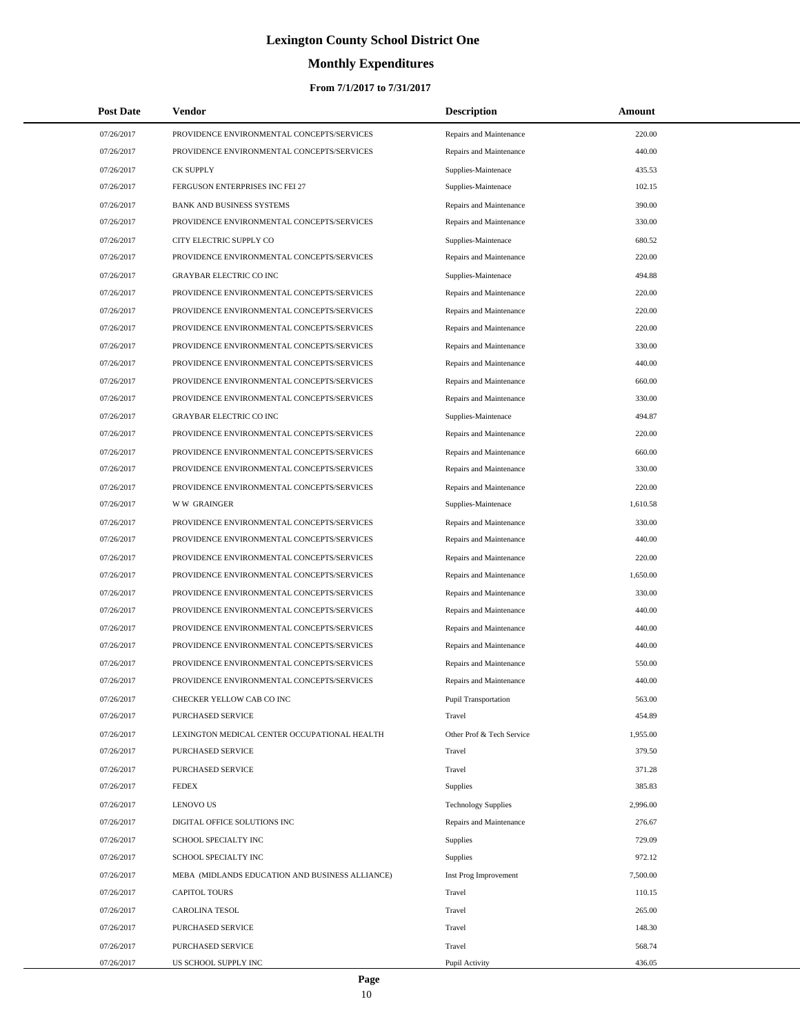# Lexington County School District One

## Monthly Expenditures

### From 7/1/2017 to 7/31/2017

| Post Date | Vendor | Description | Amount |
|---|---|---|---|
| 07/26/2017 | PROVIDENCE ENVIRONMENTAL CONCEPTS/SERVICES | Repairs and Maintenance | 220.00 |
| 07/26/2017 | PROVIDENCE ENVIRONMENTAL CONCEPTS/SERVICES | Repairs and Maintenance | 440.00 |
| 07/26/2017 | CK SUPPLY | Supplies-Maintenace | 435.53 |
| 07/26/2017 | FERGUSON ENTERPRISES INC FEI 27 | Supplies-Maintenace | 102.15 |
| 07/26/2017 | BANK AND BUSINESS SYSTEMS | Repairs and Maintenance | 390.00 |
| 07/26/2017 | PROVIDENCE ENVIRONMENTAL CONCEPTS/SERVICES | Repairs and Maintenance | 330.00 |
| 07/26/2017 | CITY ELECTRIC SUPPLY CO | Supplies-Maintenace | 680.52 |
| 07/26/2017 | PROVIDENCE ENVIRONMENTAL CONCEPTS/SERVICES | Repairs and Maintenance | 220.00 |
| 07/26/2017 | GRAYBAR ELECTRIC CO INC | Supplies-Maintenace | 494.88 |
| 07/26/2017 | PROVIDENCE ENVIRONMENTAL CONCEPTS/SERVICES | Repairs and Maintenance | 220.00 |
| 07/26/2017 | PROVIDENCE ENVIRONMENTAL CONCEPTS/SERVICES | Repairs and Maintenance | 220.00 |
| 07/26/2017 | PROVIDENCE ENVIRONMENTAL CONCEPTS/SERVICES | Repairs and Maintenance | 220.00 |
| 07/26/2017 | PROVIDENCE ENVIRONMENTAL CONCEPTS/SERVICES | Repairs and Maintenance | 330.00 |
| 07/26/2017 | PROVIDENCE ENVIRONMENTAL CONCEPTS/SERVICES | Repairs and Maintenance | 440.00 |
| 07/26/2017 | PROVIDENCE ENVIRONMENTAL CONCEPTS/SERVICES | Repairs and Maintenance | 660.00 |
| 07/26/2017 | PROVIDENCE ENVIRONMENTAL CONCEPTS/SERVICES | Repairs and Maintenance | 330.00 |
| 07/26/2017 | GRAYBAR ELECTRIC CO INC | Supplies-Maintenace | 494.87 |
| 07/26/2017 | PROVIDENCE ENVIRONMENTAL CONCEPTS/SERVICES | Repairs and Maintenance | 220.00 |
| 07/26/2017 | PROVIDENCE ENVIRONMENTAL CONCEPTS/SERVICES | Repairs and Maintenance | 660.00 |
| 07/26/2017 | PROVIDENCE ENVIRONMENTAL CONCEPTS/SERVICES | Repairs and Maintenance | 330.00 |
| 07/26/2017 | PROVIDENCE ENVIRONMENTAL CONCEPTS/SERVICES | Repairs and Maintenance | 220.00 |
| 07/26/2017 | W W GRAINGER | Supplies-Maintenace | 1,610.58 |
| 07/26/2017 | PROVIDENCE ENVIRONMENTAL CONCEPTS/SERVICES | Repairs and Maintenance | 330.00 |
| 07/26/2017 | PROVIDENCE ENVIRONMENTAL CONCEPTS/SERVICES | Repairs and Maintenance | 440.00 |
| 07/26/2017 | PROVIDENCE ENVIRONMENTAL CONCEPTS/SERVICES | Repairs and Maintenance | 220.00 |
| 07/26/2017 | PROVIDENCE ENVIRONMENTAL CONCEPTS/SERVICES | Repairs and Maintenance | 1,650.00 |
| 07/26/2017 | PROVIDENCE ENVIRONMENTAL CONCEPTS/SERVICES | Repairs and Maintenance | 330.00 |
| 07/26/2017 | PROVIDENCE ENVIRONMENTAL CONCEPTS/SERVICES | Repairs and Maintenance | 440.00 |
| 07/26/2017 | PROVIDENCE ENVIRONMENTAL CONCEPTS/SERVICES | Repairs and Maintenance | 440.00 |
| 07/26/2017 | PROVIDENCE ENVIRONMENTAL CONCEPTS/SERVICES | Repairs and Maintenance | 440.00 |
| 07/26/2017 | PROVIDENCE ENVIRONMENTAL CONCEPTS/SERVICES | Repairs and Maintenance | 550.00 |
| 07/26/2017 | PROVIDENCE ENVIRONMENTAL CONCEPTS/SERVICES | Repairs and Maintenance | 440.00 |
| 07/26/2017 | CHECKER YELLOW CAB CO INC | Pupil Transportation | 563.00 |
| 07/26/2017 | PURCHASED SERVICE | Travel | 454.89 |
| 07/26/2017 | LEXINGTON MEDICAL CENTER OCCUPATIONAL HEALTH | Other Prof & Tech Service | 1,955.00 |
| 07/26/2017 | PURCHASED SERVICE | Travel | 379.50 |
| 07/26/2017 | PURCHASED SERVICE | Travel | 371.28 |
| 07/26/2017 | FEDEX | Supplies | 385.83 |
| 07/26/2017 | LENOVO US | Technology Supplies | 2,996.00 |
| 07/26/2017 | DIGITAL OFFICE SOLUTIONS INC | Repairs and Maintenance | 276.67 |
| 07/26/2017 | SCHOOL SPECIALTY INC | Supplies | 729.09 |
| 07/26/2017 | SCHOOL SPECIALTY INC | Supplies | 972.12 |
| 07/26/2017 | MEBA (MIDLANDS EDUCATION AND BUSINESS ALLIANCE) | Inst Prog Improvement | 7,500.00 |
| 07/26/2017 | CAPITOL TOURS | Travel | 110.15 |
| 07/26/2017 | CAROLINA TESOL | Travel | 265.00 |
| 07/26/2017 | PURCHASED SERVICE | Travel | 148.30 |
| 07/26/2017 | PURCHASED SERVICE | Travel | 568.74 |
| 07/26/2017 | US SCHOOL SUPPLY INC | Pupil Activity | 436.05 |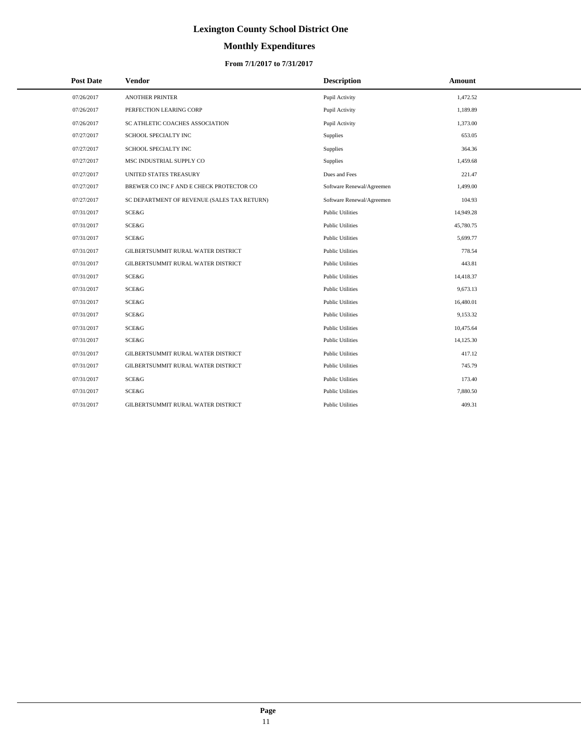# Lexington County School District One

## Monthly Expenditures

### From 7/1/2017 to 7/31/2017

| Post Date | Vendor | Description | Amount |
|---|---|---|---|
| 07/26/2017 | ANOTHER PRINTER | Pupil Activity | 1,472.52 |
| 07/26/2017 | PERFECTION LEARING CORP | Pupil Activity | 1,189.89 |
| 07/26/2017 | SC ATHLETIC COACHES ASSOCIATION | Pupil Activity | 1,373.00 |
| 07/27/2017 | SCHOOL SPECIALTY INC | Supplies | 653.05 |
| 07/27/2017 | SCHOOL SPECIALTY INC | Supplies | 364.36 |
| 07/27/2017 | MSC INDUSTRIAL SUPPLY CO | Supplies | 1,459.68 |
| 07/27/2017 | UNITED STATES TREASURY | Dues and Fees | 221.47 |
| 07/27/2017 | BREWER CO INC F AND E CHECK PROTECTOR CO | Software Renewal/Agreemen | 1,499.00 |
| 07/27/2017 | SC DEPARTMENT OF REVENUE (SALES TAX RETURN) | Software Renewal/Agreemen | 104.93 |
| 07/31/2017 | SCE&G | Public Utilities | 14,949.28 |
| 07/31/2017 | SCE&G | Public Utilities | 45,780.75 |
| 07/31/2017 | SCE&G | Public Utilities | 5,699.77 |
| 07/31/2017 | GILBERTSUMMIT RURAL WATER DISTRICT | Public Utilities | 778.54 |
| 07/31/2017 | GILBERTSUMMIT RURAL WATER DISTRICT | Public Utilities | 443.81 |
| 07/31/2017 | SCE&G | Public Utilities | 14,418.37 |
| 07/31/2017 | SCE&G | Public Utilities | 9,673.13 |
| 07/31/2017 | SCE&G | Public Utilities | 16,480.01 |
| 07/31/2017 | SCE&G | Public Utilities | 9,153.32 |
| 07/31/2017 | SCE&G | Public Utilities | 10,475.64 |
| 07/31/2017 | SCE&G | Public Utilities | 14,125.30 |
| 07/31/2017 | GILBERTSUMMIT RURAL WATER DISTRICT | Public Utilities | 417.12 |
| 07/31/2017 | GILBERTSUMMIT RURAL WATER DISTRICT | Public Utilities | 745.79 |
| 07/31/2017 | SCE&G | Public Utilities | 173.40 |
| 07/31/2017 | SCE&G | Public Utilities | 7,880.50 |
| 07/31/2017 | GILBERTSUMMIT RURAL WATER DISTRICT | Public Utilities | 409.31 |